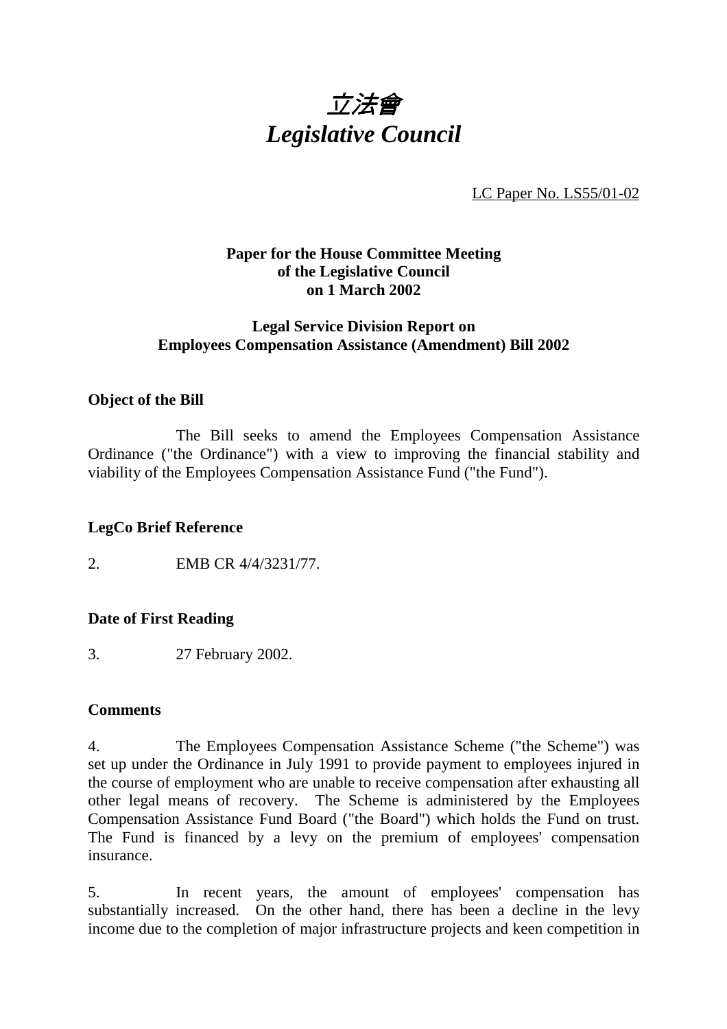# *立法會*
# *Legislative Council*

LC Paper No. LS55/01-02

**Paper for the House Committee Meeting of the Legislative Council on 1 March 2002**

**Legal Service Division Report on Employees Compensation Assistance (Amendment) Bill 2002**

### Object of the Bill

The Bill seeks to amend the Employees Compensation Assistance Ordinance ("the Ordinance") with a view to improving the financial stability and viability of the Employees Compensation Assistance Fund ("the Fund").

### LegCo Brief Reference

2. EMB CR 4/4/3231/77.

### Date of First Reading

3. 27 February 2002.

### Comments

4. The Employees Compensation Assistance Scheme ("the Scheme") was set up under the Ordinance in July 1991 to provide payment to employees injured in the course of employment who are unable to receive compensation after exhausting all other legal means of recovery. The Scheme is administered by the Employees Compensation Assistance Fund Board ("the Board") which holds the Fund on trust. The Fund is financed by a levy on the premium of employees' compensation insurance.

5. In recent years, the amount of employees' compensation has substantially increased. On the other hand, there has been a decline in the levy income due to the completion of major infrastructure projects and keen competition in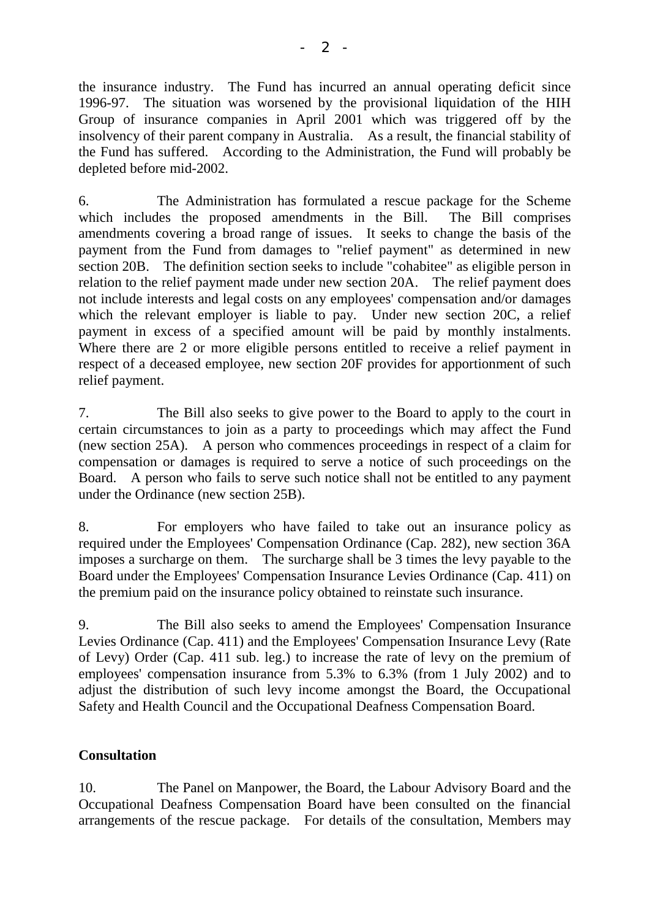the insurance industry. The Fund has incurred an annual operating deficit since 1996-97. The situation was worsened by the provisional liquidation of the HIH Group of insurance companies in April 2001 which was triggered off by the insolvency of their parent company in Australia. As a result, the financial stability of the Fund has suffered. According to the Administration, the Fund will probably be depleted before mid-2002.

6. The Administration has formulated a rescue package for the Scheme which includes the proposed amendments in the Bill. The Bill comprises amendments covering a broad range of issues. It seeks to change the basis of the payment from the Fund from damages to "relief payment" as determined in new section 20B. The definition section seeks to include "cohabitee" as eligible person in relation to the relief payment made under new section 20A. The relief payment does not include interests and legal costs on any employees' compensation and/or damages which the relevant employer is liable to pay. Under new section 20C, a relief payment in excess of a specified amount will be paid by monthly instalments. Where there are 2 or more eligible persons entitled to receive a relief payment in respect of a deceased employee, new section 20F provides for apportionment of such relief payment.

7. The Bill also seeks to give power to the Board to apply to the court in certain circumstances to join as a party to proceedings which may affect the Fund (new section 25A). A person who commences proceedings in respect of a claim for compensation or damages is required to serve a notice of such proceedings on the Board. A person who fails to serve such notice shall not be entitled to any payment under the Ordinance (new section 25B).

8. For employers who have failed to take out an insurance policy as required under the Employees' Compensation Ordinance (Cap. 282), new section 36A imposes a surcharge on them. The surcharge shall be 3 times the levy payable to the Board under the Employees' Compensation Insurance Levies Ordinance (Cap. 411) on the premium paid on the insurance policy obtained to reinstate such insurance.

9. The Bill also seeks to amend the Employees' Compensation Insurance Levies Ordinance (Cap. 411) and the Employees' Compensation Insurance Levy (Rate of Levy) Order (Cap. 411 sub. leg.) to increase the rate of levy on the premium of employees' compensation insurance from 5.3% to 6.3% (from 1 July 2002) and to adjust the distribution of such levy income amongst the Board, the Occupational Safety and Health Council and the Occupational Deafness Compensation Board.

**Consultation**

10. The Panel on Manpower, the Board, the Labour Advisory Board and the Occupational Deafness Compensation Board have been consulted on the financial arrangements of the rescue package. For details of the consultation, Members may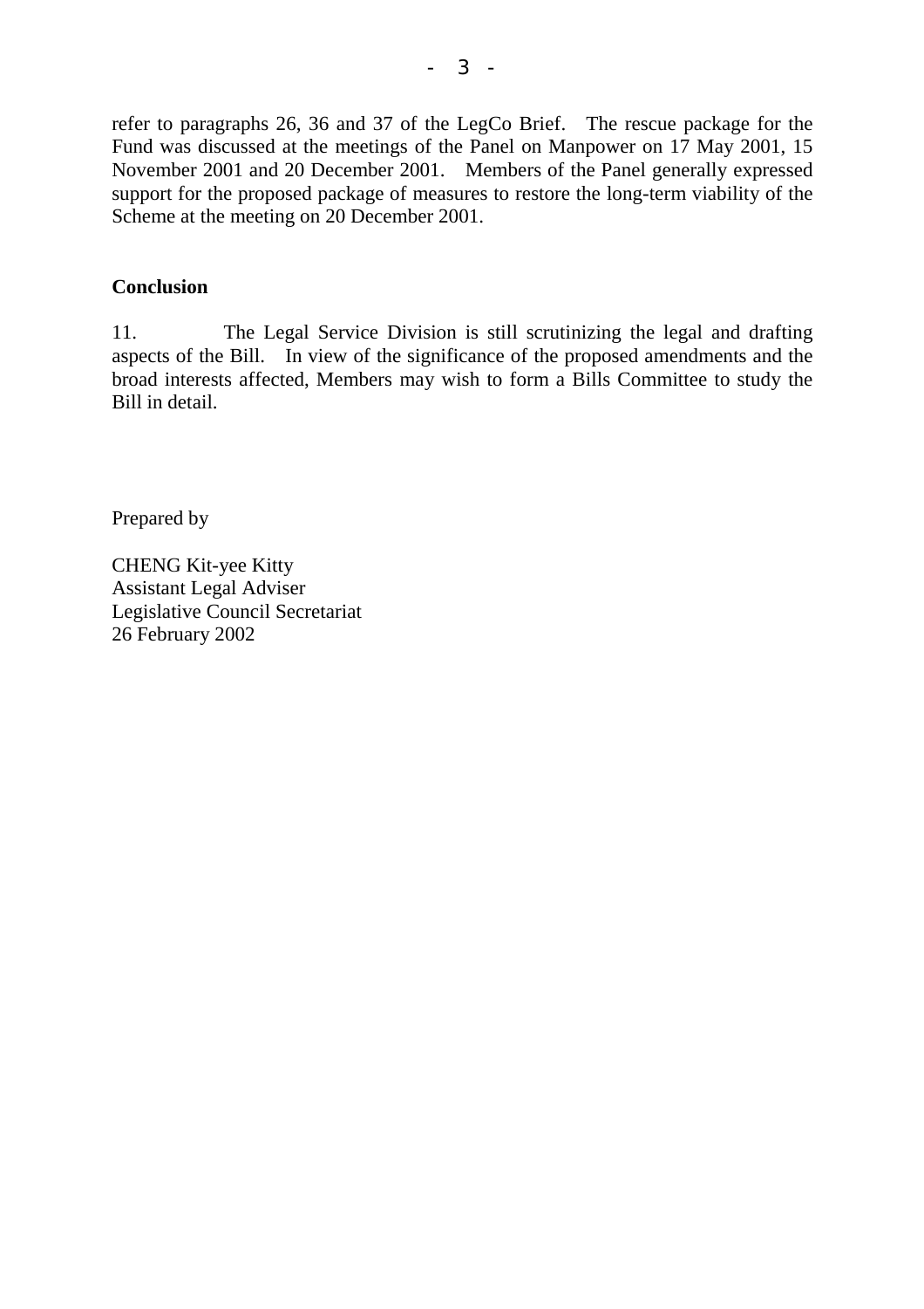refer to paragraphs 26, 36 and 37 of the LegCo Brief. The rescue package for the Fund was discussed at the meetings of the Panel on Manpower on 17 May 2001, 15 November 2001 and 20 December 2001. Members of the Panel generally expressed support for the proposed package of measures to restore the long-term viability of the Scheme at the meeting on 20 December 2001.

**Conclusion**

11. The Legal Service Division is still scrutinizing the legal and drafting aspects of the Bill. In view of the significance of the proposed amendments and the broad interests affected, Members may wish to form a Bills Committee to study the Bill in detail.

Prepared by

CHENG Kit-yee Kitty
Assistant Legal Adviser
Legislative Council Secretariat
26 February 2002